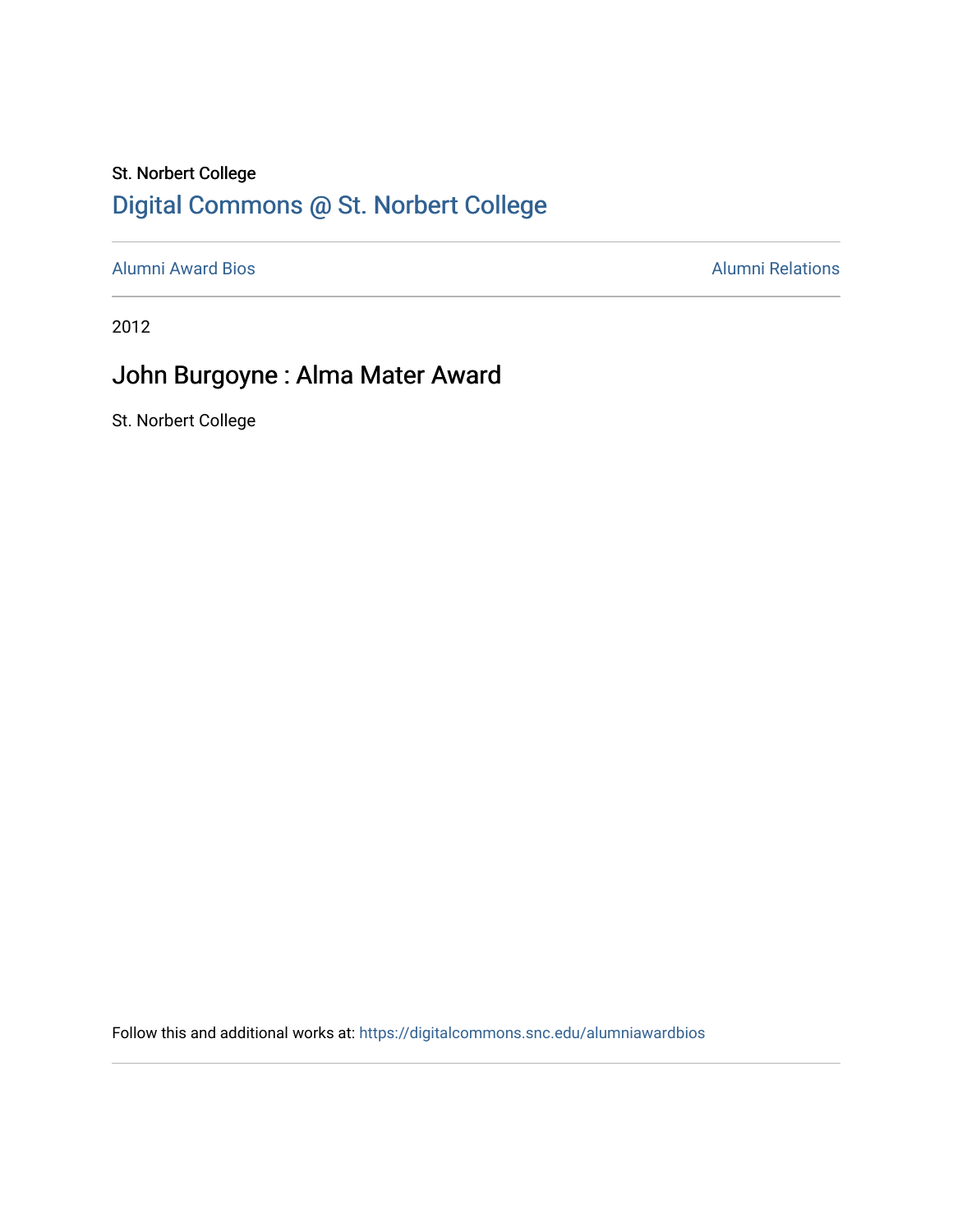St. Norbert College

[Digital Commons @ St. Norbert College](https://digitalcommons.snc.edu)

Alumni Award Bios | Alumni Relations

2012

# John Burgoyne : Alma Mater Award

St. Norbert College

Follow this and additional works at: https://digitalcommons.snc.edu/alumniawardbios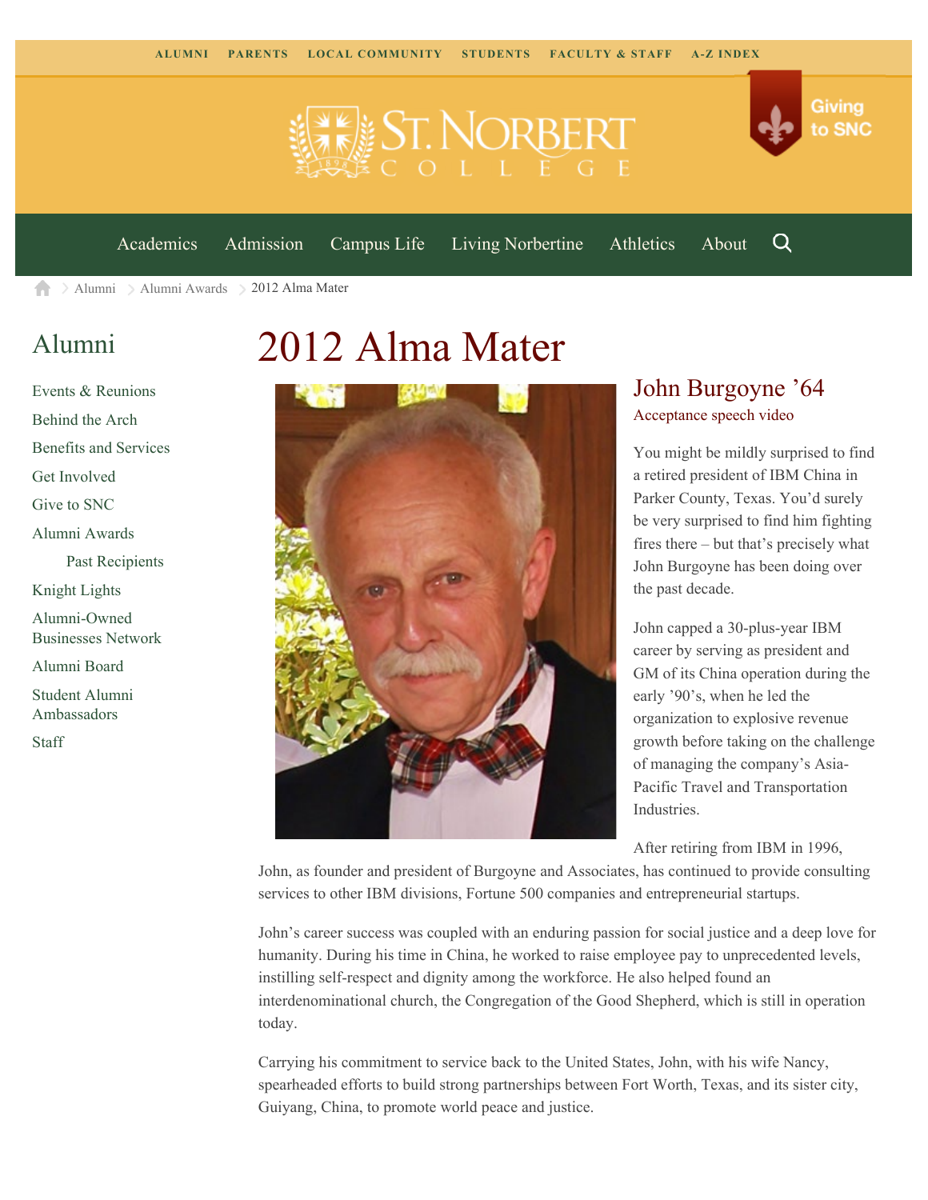ALUMNI PARENTS LOCAL COMMUNITY STUDENTS FACULTY & STAFF A-Z INDEX

Giving to SNC

Academics Admission Campus Life Living Norbertine Athletics About

Alumni > Alumni Awards > 2012 Alma Mater

## Alumni

- Events & Reunions
- Behind the Arch
- Benefits and Services
- Get Involved
- Give to SNC
- Alumni Awards
  - Past Recipients
- Knight Lights
- Alumni-Owned Businesses Network
- Alumni Board
- Student Alumni Ambassadors
- Staff

# 2012 Alma Mater

## John Burgoyne ’64

Acceptance speech video

You might be mildly surprised to find a retired president of IBM China in Parker County, Texas. You’d surely be very surprised to find him fighting fires there – but that’s precisely what John Burgoyne has been doing over the past decade.

John capped a 30-plus-year IBM career by serving as president and GM of its China operation during the early ’90’s, when he led the organization to explosive revenue growth before taking on the challenge of managing the company’s Asia-Pacific Travel and Transportation Industries.

After retiring from IBM in 1996, John, as founder and president of Burgoyne and Associates, has continued to provide consulting services to other IBM divisions, Fortune 500 companies and entrepreneurial startups.

John’s career success was coupled with an enduring passion for social justice and a deep love for humanity. During his time in China, he worked to raise employee pay to unprecedented levels, instilling self-respect and dignity among the workforce. He also helped found an interdenominational church, the Congregation of the Good Shepherd, which is still in operation today.

Carrying his commitment to service back to the United States, John, with his wife Nancy, spearheaded efforts to build strong partnerships between Fort Worth, Texas, and its sister city, Guiyang, China, to promote world peace and justice.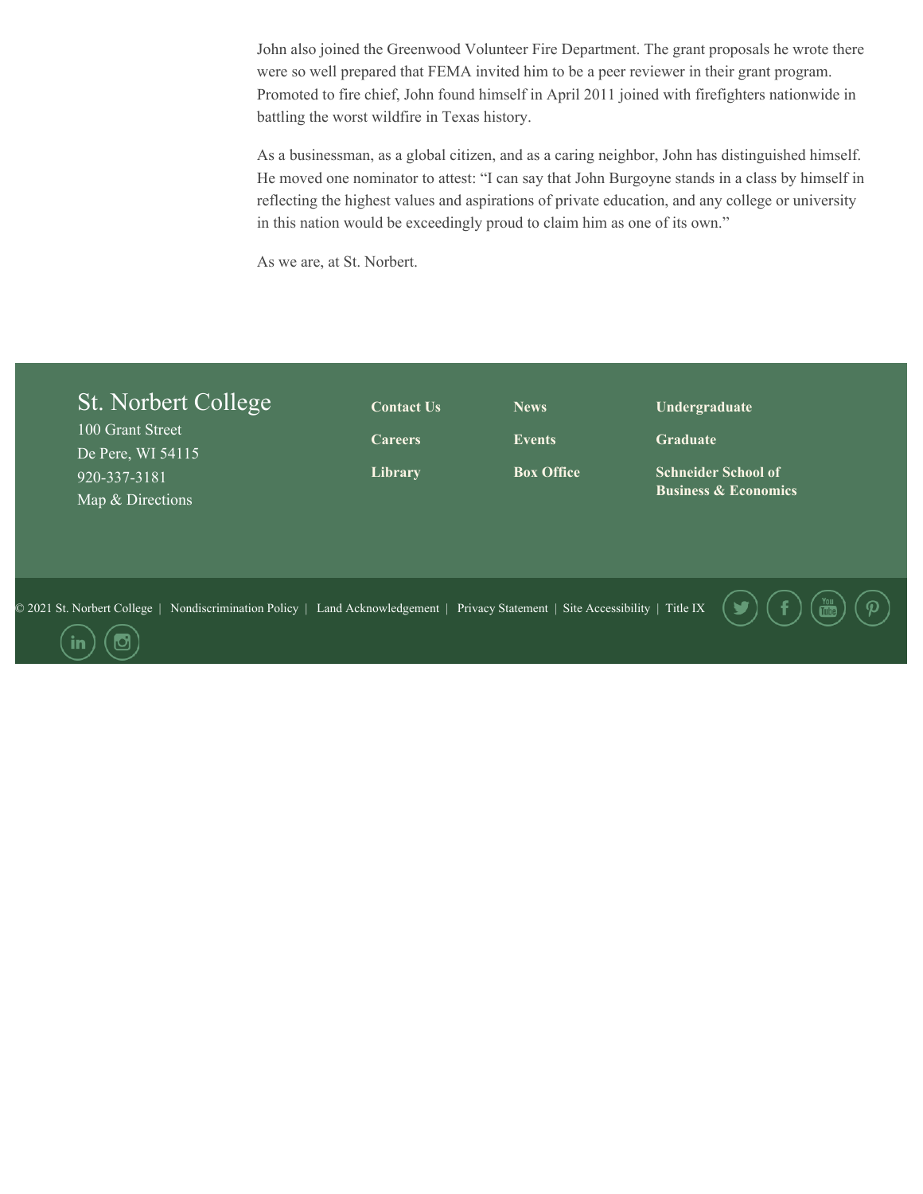John also joined the Greenwood Volunteer Fire Department. The grant proposals he wrote there were so well prepared that FEMA invited him to be a peer reviewer in their grant program. Promoted to fire chief, John found himself in April 2011 joined with firefighters nationwide in battling the worst wildfire in Texas history.

As a businessman, as a global citizen, and as a caring neighbor, John has distinguished himself. He moved one nominator to attest: “I can say that John Burgoyne stands in a class by himself in reflecting the highest values and aspirations of private education, and any college or university in this nation would be exceedingly proud to claim him as one of its own.”

As we are, at St. Norbert.

St. Norbert College
100 Grant Street
De Pere, WI 54115
920-337-3181
Map & Directions

**Contact Us**
**Careers**
**Library**

**News**
**Events**
**Box Office**

**Undergraduate**
**Graduate**
**Schneider School of Business & Economics**

© 2021 St. Norbert College | Nondiscrimination Policy | Land Acknowledgement | Privacy Statement | Site Accessibility | Title IX